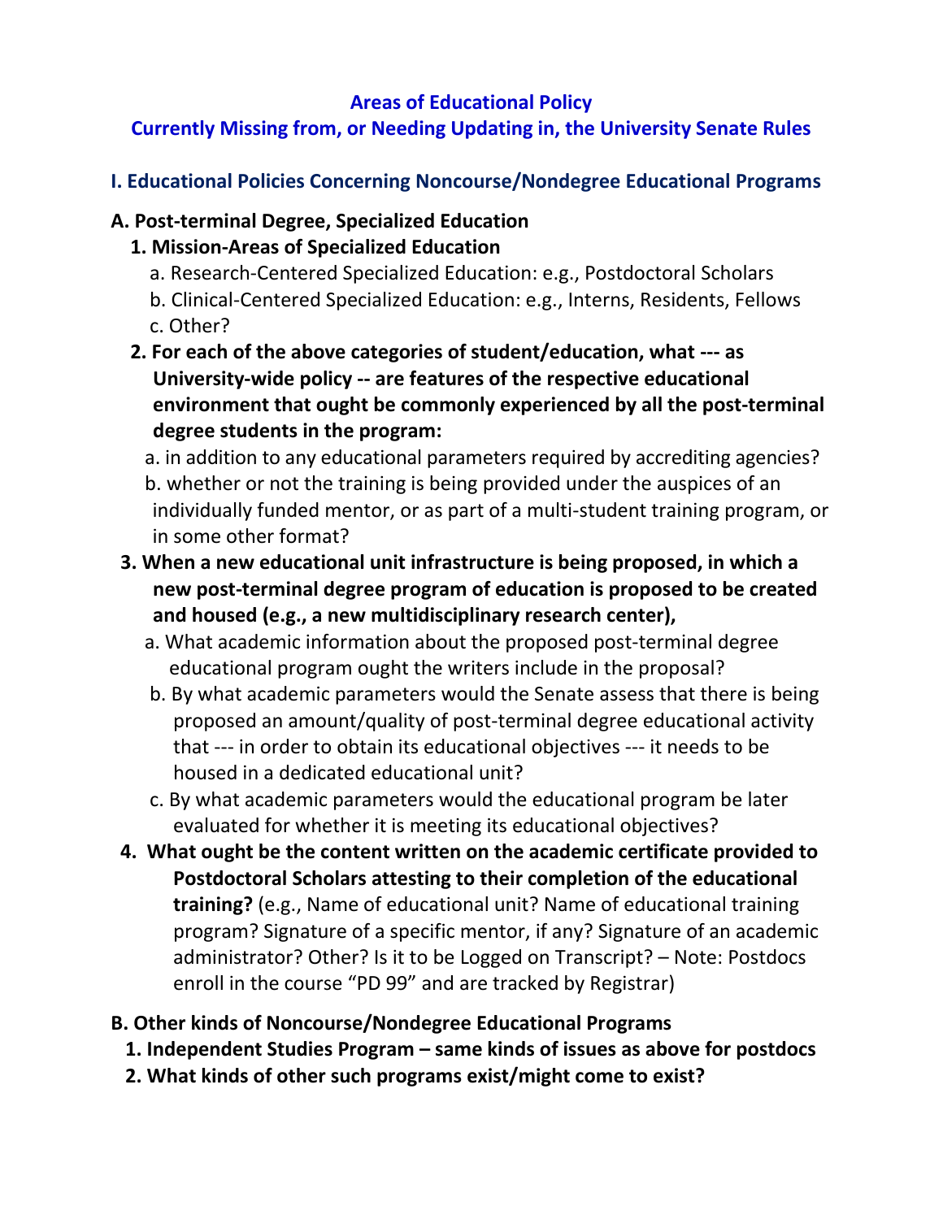# Areas of Educational Policy
# Currently Missing from, or Needing Updating in, the University Senate Rules

## I. Educational Policies Concerning Noncourse/Nondegree Educational Programs

### A. Post-terminal Degree, Specialized Education

1. **Mission-Areas of Specialized Education**
   a. Research-Centered Specialized Education: e.g., Postdoctoral Scholars
   b. Clinical-Centered Specialized Education: e.g., Interns, Residents, Fellows
   c. Other?
2. **For each of the above categories of student/education, what --- as University-wide policy -- are features of the respective educational environment that ought be commonly experienced by all the post-terminal degree students in the program:**
   a. in addition to any educational parameters required by accrediting agencies?
   b. whether or not the training is being provided under the auspices of an individually funded mentor, or as part of a multi-student training program, or in some other format?
3. **When a new educational unit infrastructure is being proposed, in which a new post-terminal degree program of education is proposed to be created and housed (e.g., a new multidisciplinary research center),**
   a. What academic information about the proposed post-terminal degree educational program ought the writers include in the proposal?
   b. By what academic parameters would the Senate assess that there is being proposed an amount/quality of post-terminal degree educational activity that --- in order to obtain its educational objectives --- it needs to be housed in a dedicated educational unit?
   c. By what academic parameters would the educational program be later evaluated for whether it is meeting its educational objectives?
4. **What ought be the content written on the academic certificate provided to Postdoctoral Scholars attesting to their completion of the educational training?** (e.g., Name of educational unit? Name of educational training program? Signature of a specific mentor, if any? Signature of an academic administrator? Other? Is it to be Logged on Transcript? – Note: Postdocs enroll in the course "PD 99" and are tracked by Registrar)

### B. Other kinds of Noncourse/Nondegree Educational Programs

1. **Independent Studies Program – same kinds of issues as above for postdocs**
2. **What kinds of other such programs exist/might come to exist?**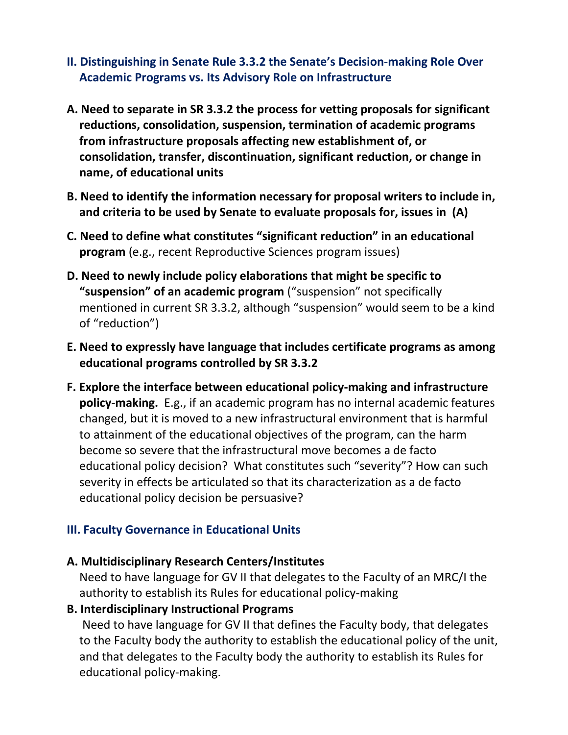## II. Distinguishing in Senate Rule 3.3.2 the Senate's Decision-making Role Over Academic Programs vs. Its Advisory Role on Infrastructure

**A. Need to separate in SR 3.3.2 the process for vetting proposals for significant reductions, consolidation, suspension, termination of academic programs from infrastructure proposals affecting new establishment of, or consolidation, transfer, discontinuation, significant reduction, or change in name, of educational units**

**B. Need to identify the information necessary for proposal writers to include in, and criteria to be used by Senate to evaluate proposals for, issues in (A)**

**C. Need to define what constitutes "significant reduction" in an educational program** (e.g., recent Reproductive Sciences program issues)

**D. Need to newly include policy elaborations that might be specific to "suspension" of an academic program** ("suspension" not specifically mentioned in current SR 3.3.2, although "suspension" would seem to be a kind of "reduction")

**E. Need to expressly have language that includes certificate programs as among educational programs controlled by SR 3.3.2**

**F. Explore the interface between educational policy-making and infrastructure policy-making.** E.g., if an academic program has no internal academic features changed, but it is moved to a new infrastructural environment that is harmful to attainment of the educational objectives of the program, can the harm become so severe that the infrastructural move becomes a de facto educational policy decision? What constitutes such "severity"? How can such severity in effects be articulated so that its characterization as a de facto educational policy decision be persuasive?

## III. Faculty Governance in Educational Units

**A. Multidisciplinary Research Centers/Institutes**
Need to have language for GV II that delegates to the Faculty of an MRC/I the authority to establish its Rules for educational policy-making

**B. Interdisciplinary Instructional Programs**
Need to have language for GV II that defines the Faculty body, that delegates to the Faculty body the authority to establish the educational policy of the unit, and that delegates to the Faculty body the authority to establish its Rules for educational policy-making.